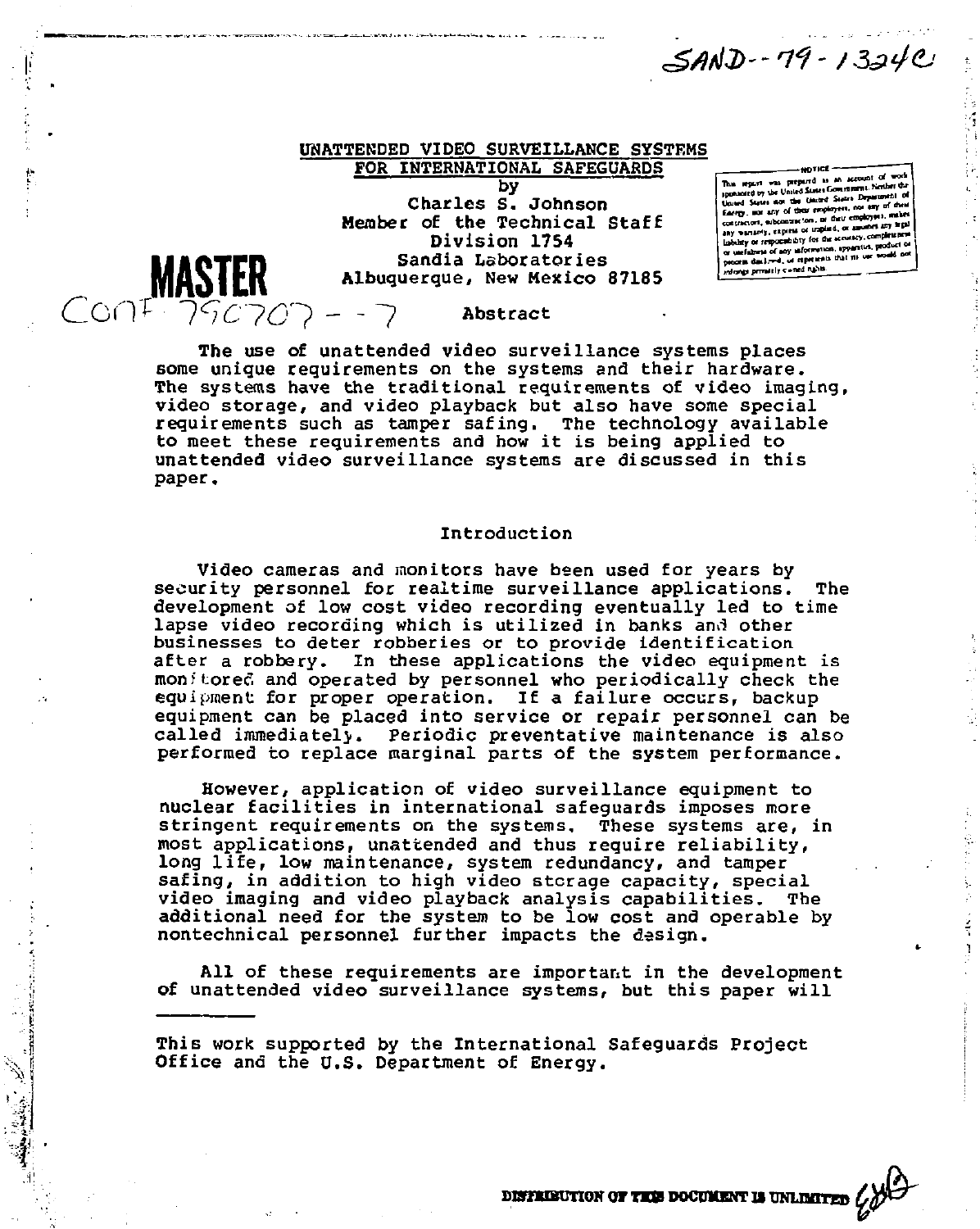SAND--79-1324C

MASTER

CONF-790707--7

# UNATTENDED VIDEO SURVEILLANCE SYSTEMS FOR INTERNATIONAL SAFEGUARDS

by

Charles S. Johnson
Member of the Technical Staff
Division 1754
Sandia Laboratories
Albuquerque, New Mexico 87185

NOTICE

This report was prepared as an account of work sponsored by the United States Government. Neither the United States nor the United States Department of Energy, nor any of their employees, nor any of their contractors, subcontractors, or their employees, makes any warranty, express or implied, or assumes any legal liability or responsibility for the accuracy, completeness or usefulness of any information, apparatus, product or process disclosed, or represents that its use would not infringe privately owned rights.

## Abstract

The use of unattended video surveillance systems places some unique requirements on the systems and their hardware. The systems have the traditional requirements of video imaging, video storage, and video playback but also have some special requirements such as tamper safing. The technology available to meet these requirements and how it is being applied to unattended video surveillance systems are discussed in this paper.

## Introduction

Video cameras and monitors have been used for years by security personnel for realtime surveillance applications. The development of low cost video recording eventually led to time lapse video recording which is utilized in banks and other businesses to deter robberies or to provide identification after a robbery. In these applications the video equipment is monitored and operated by personnel who periodically check the equipment for proper operation. If a failure occurs, backup equipment can be placed into service or repair personnel can be called immediately. Periodic preventative maintenance is also performed to replace marginal parts of the system performance.

However, application of video surveillance equipment to nuclear facilities in international safeguards imposes more stringent requirements on the systems. These systems are, in most applications, unattended and thus require reliability, long life, low maintenance, system redundancy, and tamper safing, in addition to high video storage capacity, special video imaging and video playback analysis capabilities. The additional need for the system to be low cost and operable by nontechnical personnel further impacts the design.

All of these requirements are important in the development of unattended video surveillance systems, but this paper will

---

This work supported by the International Safeguards Project Office and the U.S. Department of Energy.

DISTRIBUTION OF THIS DOCUMENT IS UNLIMITED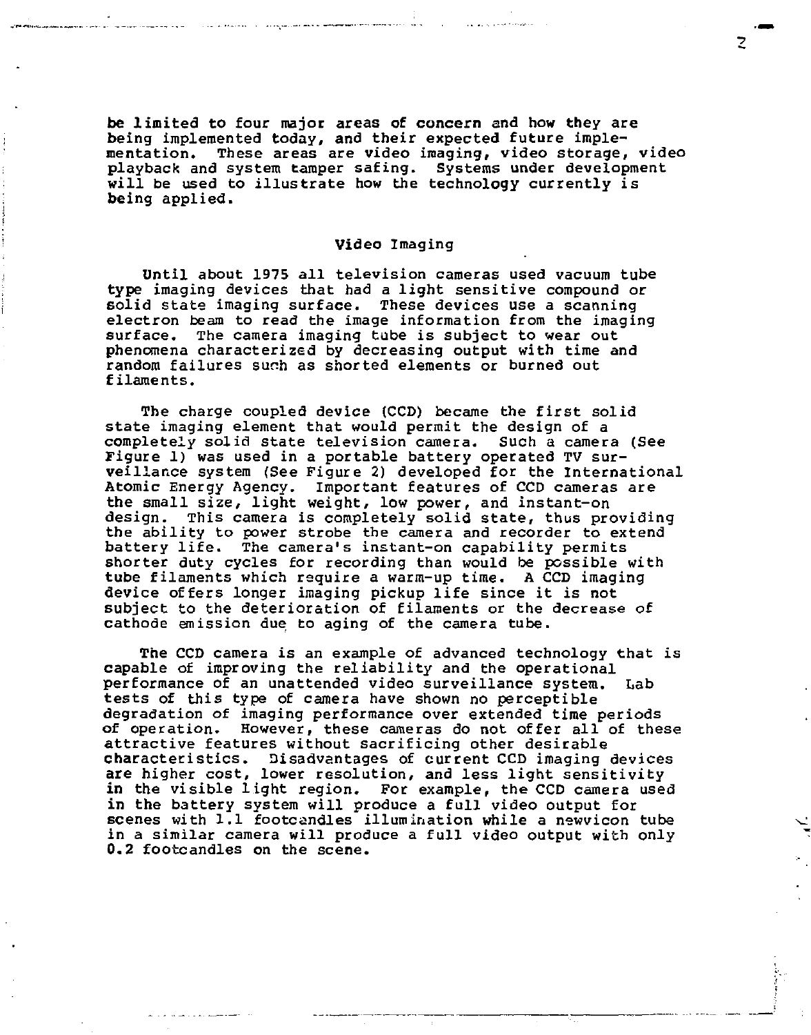be limited to four major areas of concern and how they are being implemented today, and their expected future implementation. These areas are video imaging, video storage, video playback and system tamper safing. Systems under development will be used to illustrate how the technology currently is being applied.

## Video Imaging

Until about 1975 all television cameras used vacuum tube type imaging devices that had a light sensitive compound or solid state imaging surface. These devices use a scanning electron beam to read the image information from the imaging surface. The camera imaging tube is subject to wear out phenomena characterized by decreasing output with time and random failures such as shorted elements or burned out filaments.

The charge coupled device (CCD) became the first solid state imaging element that would permit the design of a completely solid state television camera. Such a camera (See Figure 1) was used in a portable battery operated TV surveillance system (See Figure 2) developed for the International Atomic Energy Agency. Important features of CCD cameras are the small size, light weight, low power, and instant-on design. This camera is completely solid state, thus providing the ability to power strobe the camera and recorder to extend battery life. The camera's instant-on capability permits shorter duty cycles for recording than would be possible with tube filaments which require a warm-up time. A CCD imaging device offers longer imaging pickup life since it is not subject to the deterioration of filaments or the decrease of cathode emission due to aging of the camera tube.

The CCD camera is an example of advanced technology that is capable of improving the reliability and the operational performance of an unattended video surveillance system. Lab tests of this type of camera have shown no perceptible degradation of imaging performance over extended time periods of operation. However, these cameras do not offer all of these attractive features without sacrificing other desirable characteristics. Disadvantages of current CCD imaging devices are higher cost, lower resolution, and less light sensitivity in the visible light region. For example, the CCD camera used in the battery system will produce a full video output for scenes with 1.1 footcandles illumination while a newvicon tube in a similar camera will produce a full video output with only 0.2 footcandles on the scene.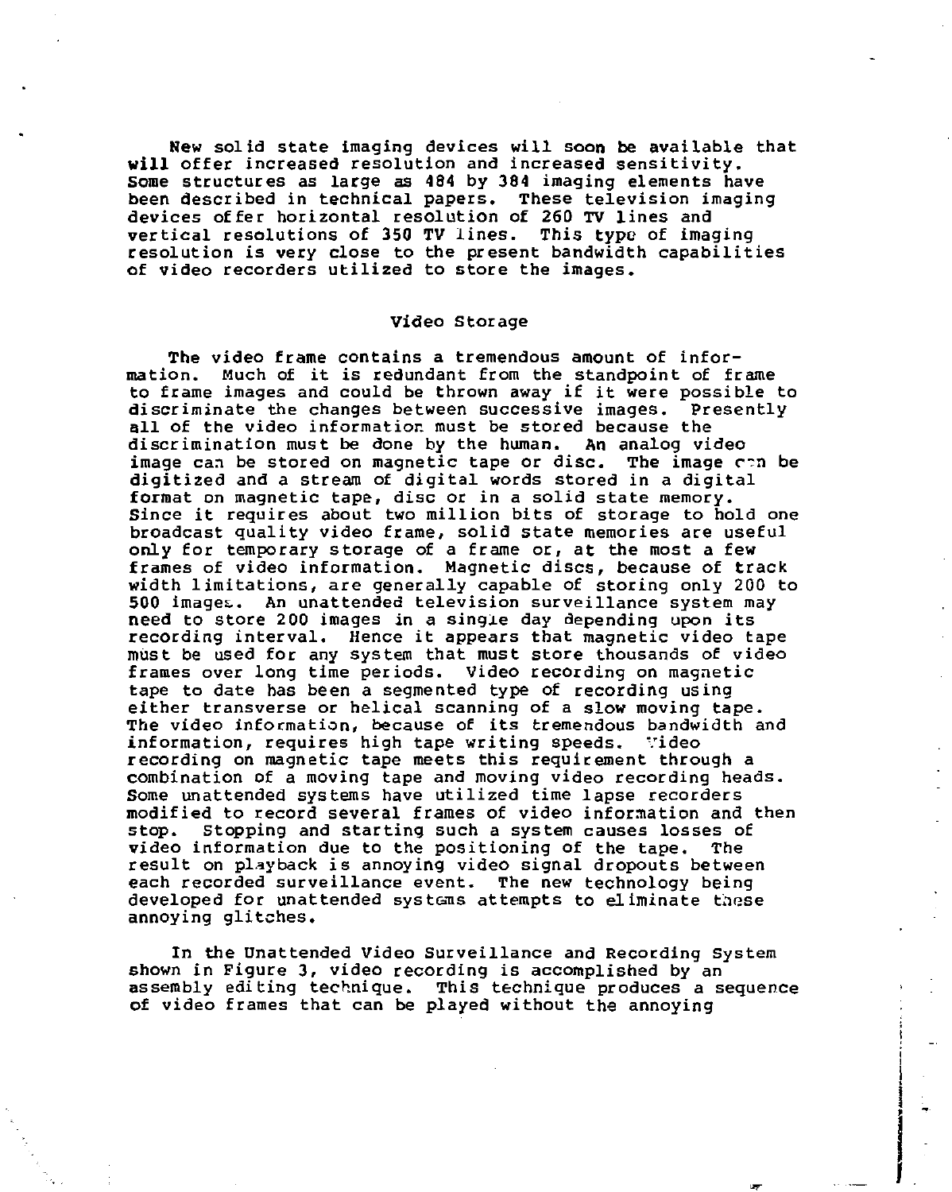New solid state imaging devices will soon be available that will offer increased resolution and increased sensitivity. Some structures as large as 484 by 384 imaging elements have been described in technical papers. These television imaging devices offer horizontal resolution of 260 TV lines and vertical resolutions of 350 TV lines. This type of imaging resolution is very close to the present bandwidth capabilities of video recorders utilized to store the images.

## Video Storage

The video frame contains a tremendous amount of information. Much of it is redundant from the standpoint of frame to frame images and could be thrown away if it were possible to discriminate the changes between successive images. Presently all of the video information must be stored because the discrimination must be done by the human. An analog video image can be stored on magnetic tape or disc. The image can be digitized and a stream of digital words stored in a digital format on magnetic tape, disc or in a solid state memory. Since it requires about two million bits of storage to hold one broadcast quality video frame, solid state memories are useful only for temporary storage of a frame or, at the most a few frames of video information. Magnetic discs, because of track width limitations, are generally capable of storing only 200 to 500 images. An unattended television surveillance system may need to store 200 images in a single day depending upon its recording interval. Hence it appears that magnetic video tape must be used for any system that must store thousands of video frames over long time periods. Video recording on magnetic tape to date has been a segmented type of recording using either transverse or helical scanning of a slow moving tape. The video information, because of its tremendous bandwidth and information, requires high tape writing speeds. Video recording on magnetic tape meets this requirement through a combination of a moving tape and moving video recording heads. Some unattended systems have utilized time lapse recorders modified to record several frames of video information and then stop. Stopping and starting such a system causes losses of video information due to the positioning of the tape. The result on playback is annoying video signal dropouts between each recorded surveillance event. The new technology being developed for unattended systems attempts to eliminate these annoying glitches.

In the Unattended Video Surveillance and Recording System shown in Figure 3, video recording is accomplished by an assembly editing technique. This technique produces a sequence of video frames that can be played without the annoying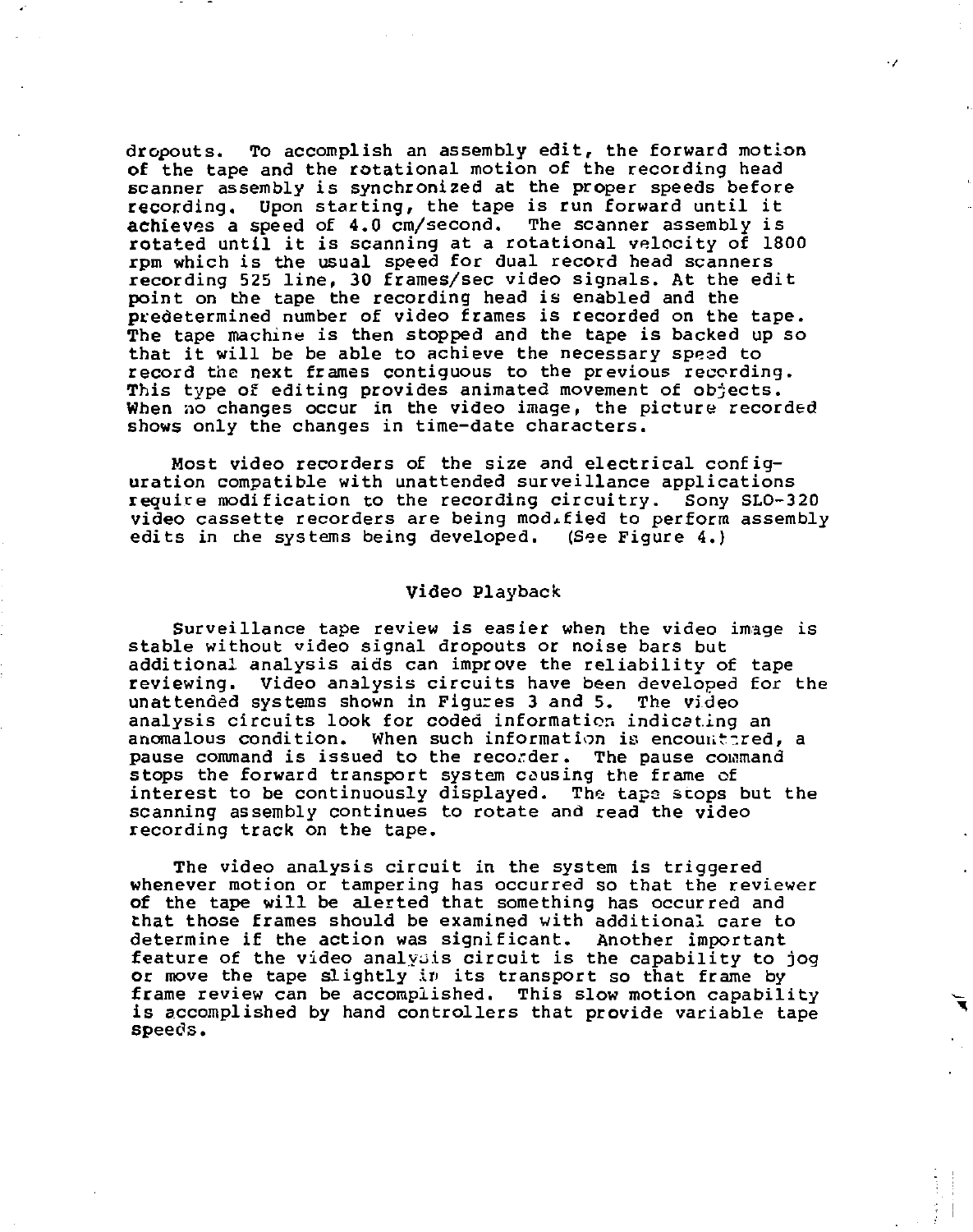dropouts. To accomplish an assembly edit, the forward motion of the tape and the rotational motion of the recording head scanner assembly is synchronized at the proper speeds before recording. Upon starting, the tape is run forward until it achieves a speed of 4.0 cm/second. The scanner assembly is rotated until it is scanning at a rotational velocity of 1800 rpm which is the usual speed for dual record head scanners recording 525 line, 30 frames/sec video signals. At the edit point on the tape the recording head is enabled and the predetermined number of video frames is recorded on the tape. The tape machine is then stopped and the tape is backed up so that it will be be able to achieve the necessary speed to record the next frames contiguous to the previous recording. This type of editing provides animated movement of objects. When no changes occur in the video image, the picture recorded shows only the changes in time-date characters.

Most video recorders of the size and electrical configuration compatible with unattended surveillance applications require modification to the recording circuitry. Sony SLO-320 video cassette recorders are being modified to perform assembly edits in the systems being developed. (See Figure 4.)

## Video Playback

Surveillance tape review is easier when the video image is stable without video signal dropouts or noise bars but additional analysis aids can improve the reliability of tape reviewing. Video analysis circuits have been developed for the unattended systems shown in Figures 3 and 5. The video analysis circuits look for coded information indicating an anomalous condition. When such information is encountered, a pause command is issued to the recorder. The pause command stops the forward transport system causing the frame of interest to be continuously displayed. The tape stops but the scanning assembly continues to rotate and read the video recording track on the tape.

The video analysis circuit in the system is triggered whenever motion or tampering has occurred so that the reviewer of the tape will be alerted that something has occurred and that those frames should be examined with additional care to determine if the action was significant. Another important feature of the video analysis circuit is the capability to jog or move the tape slightly in its transport so that frame by frame review can be accomplished. This slow motion capability is accomplished by hand controllers that provide variable tape speeds.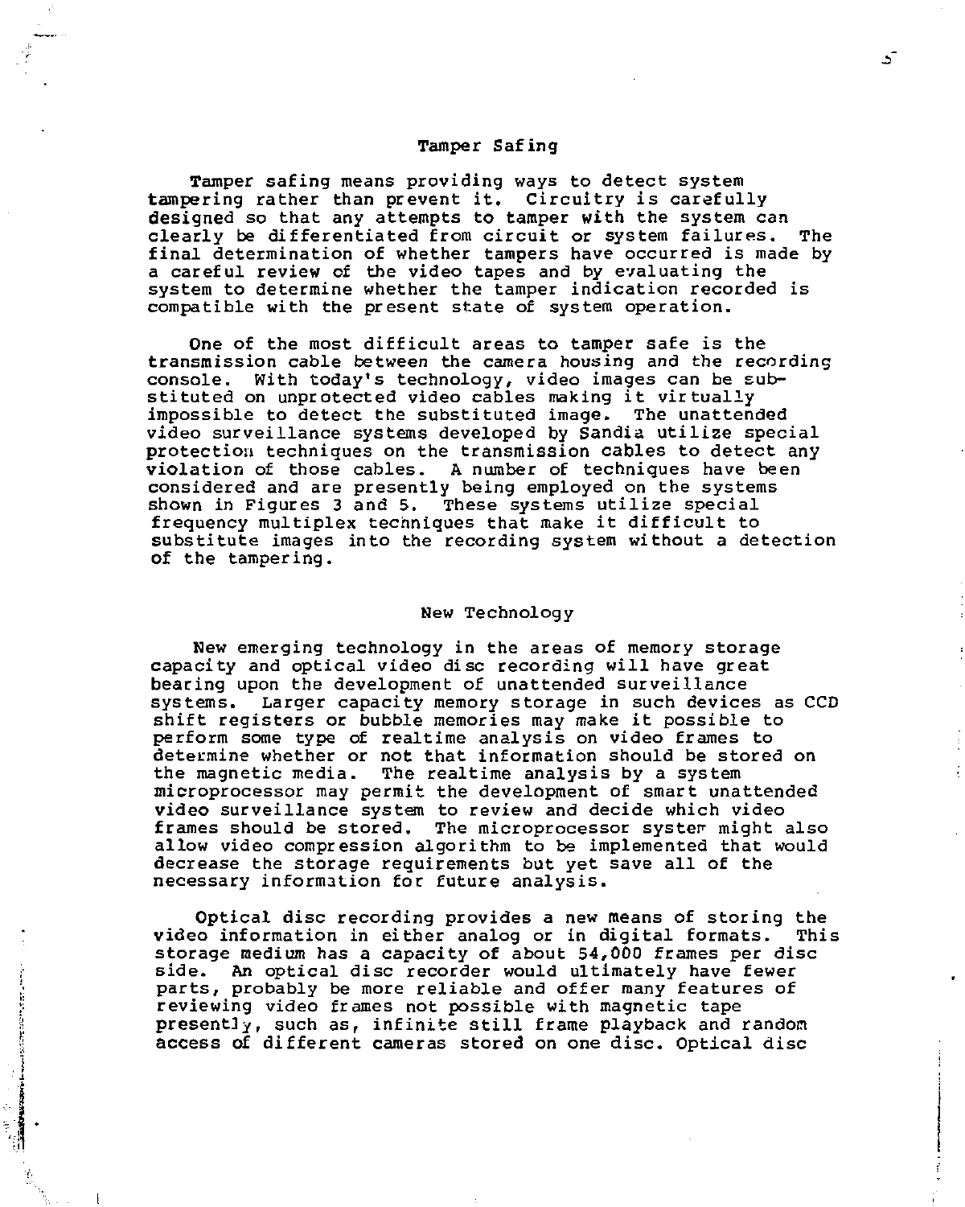## Tamper Safing

Tamper safing means providing ways to detect system tampering rather than prevent it. Circuitry is carefully designed so that any attempts to tamper with the system can clearly be differentiated from circuit or system failures. The final determination of whether tampers have occurred is made by a careful review of the video tapes and by evaluating the system to determine whether the tamper indication recorded is compatible with the present state of system operation.

One of the most difficult areas to tamper safe is the transmission cable between the camera housing and the recording console. With today's technology, video images can be substituted on unprotected video cables making it virtually impossible to detect the substituted image. The unattended video surveillance systems developed by Sandia utilize special protection techniques on the transmission cables to detect any violation of those cables. A number of techniques have been considered and are presently being employed on the systems shown in Figures 3 and 5. These systems utilize special frequency multiplex techniques that make it difficult to substitute images into the recording system without a detection of the tampering.

## New Technology

New emerging technology in the areas of memory storage capacity and optical video disc recording will have great bearing upon the development of unattended surveillance systems. Larger capacity memory storage in such devices as CCD shift registers or bubble memories may make it possible to perform some type of realtime analysis on video frames to determine whether or not that information should be stored on the magnetic media. The realtime analysis by a system microprocessor may permit the development of smart unattended video surveillance system to review and decide which video frames should be stored. The microprocessor system might also allow video compression algorithm to be implemented that would decrease the storage requirements but yet save all of the necessary information for future analysis.

Optical disc recording provides a new means of storing the video information in either analog or in digital formats. This storage medium has a capacity of about 54,000 frames per disc side. An optical disc recorder would ultimately have fewer parts, probably be more reliable and offer many features of reviewing video frames not possible with magnetic tape presently, such as, infinite still frame playback and random access of different cameras stored on one disc. Optical disc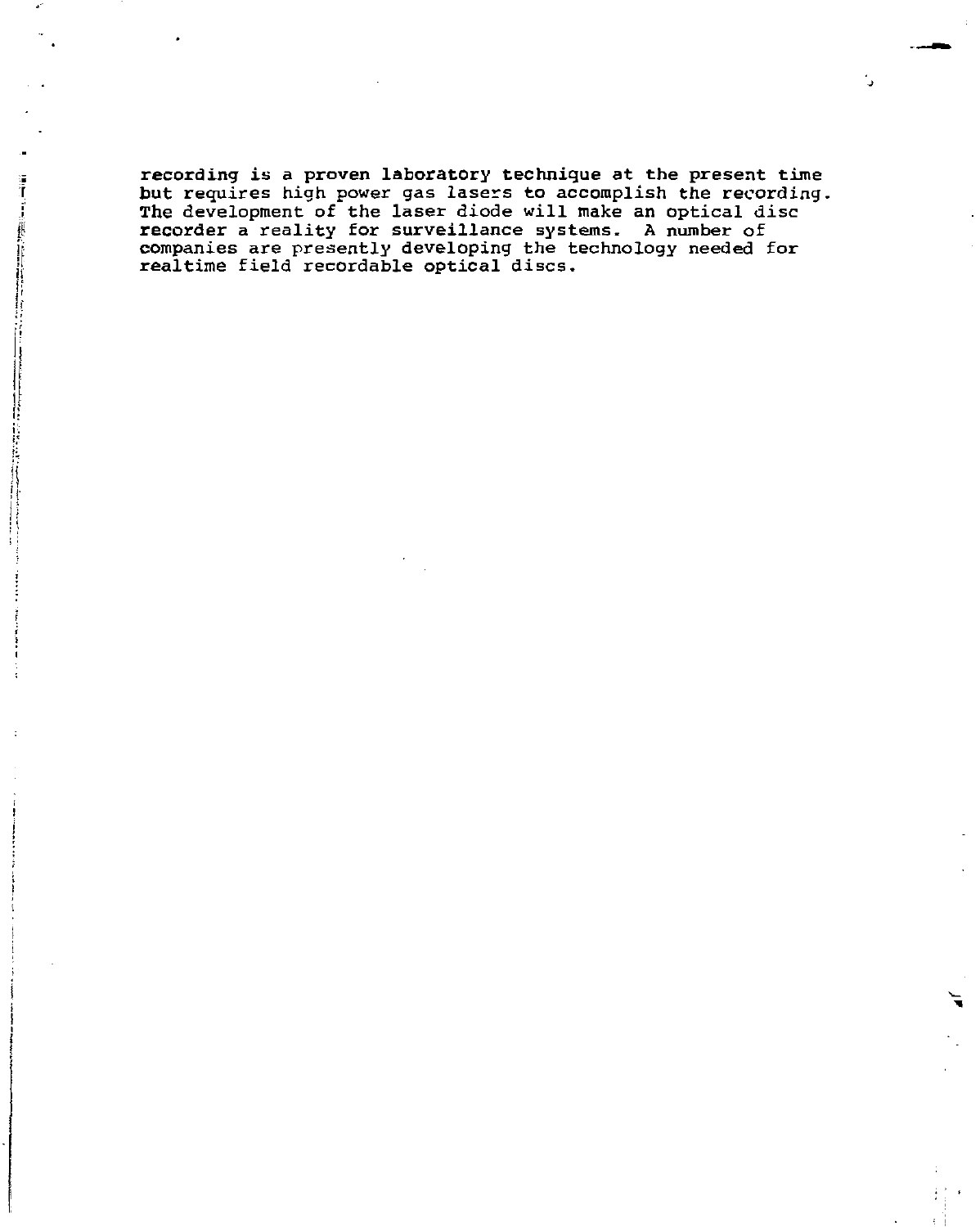recording is a proven laboratory technique at the present time but requires high power gas lasers to accomplish the recording. The development of the laser diode will make an optical disc recorder a reality for surveillance systems. A number of companies are presently developing the technology needed for realtime field recordable optical discs.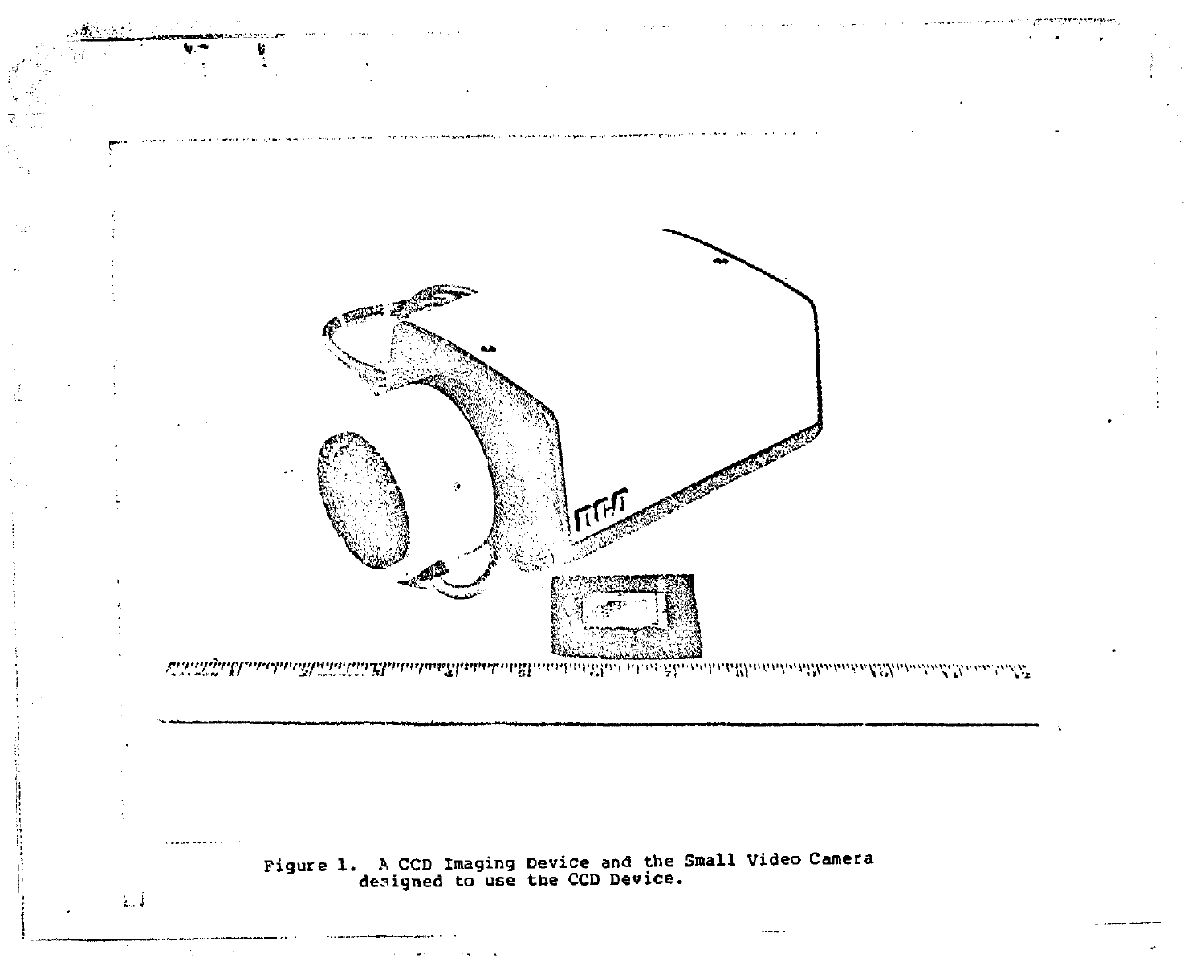Figure 1. A CCD Imaging Device and the Small Video Camera designed to use the CCD Device.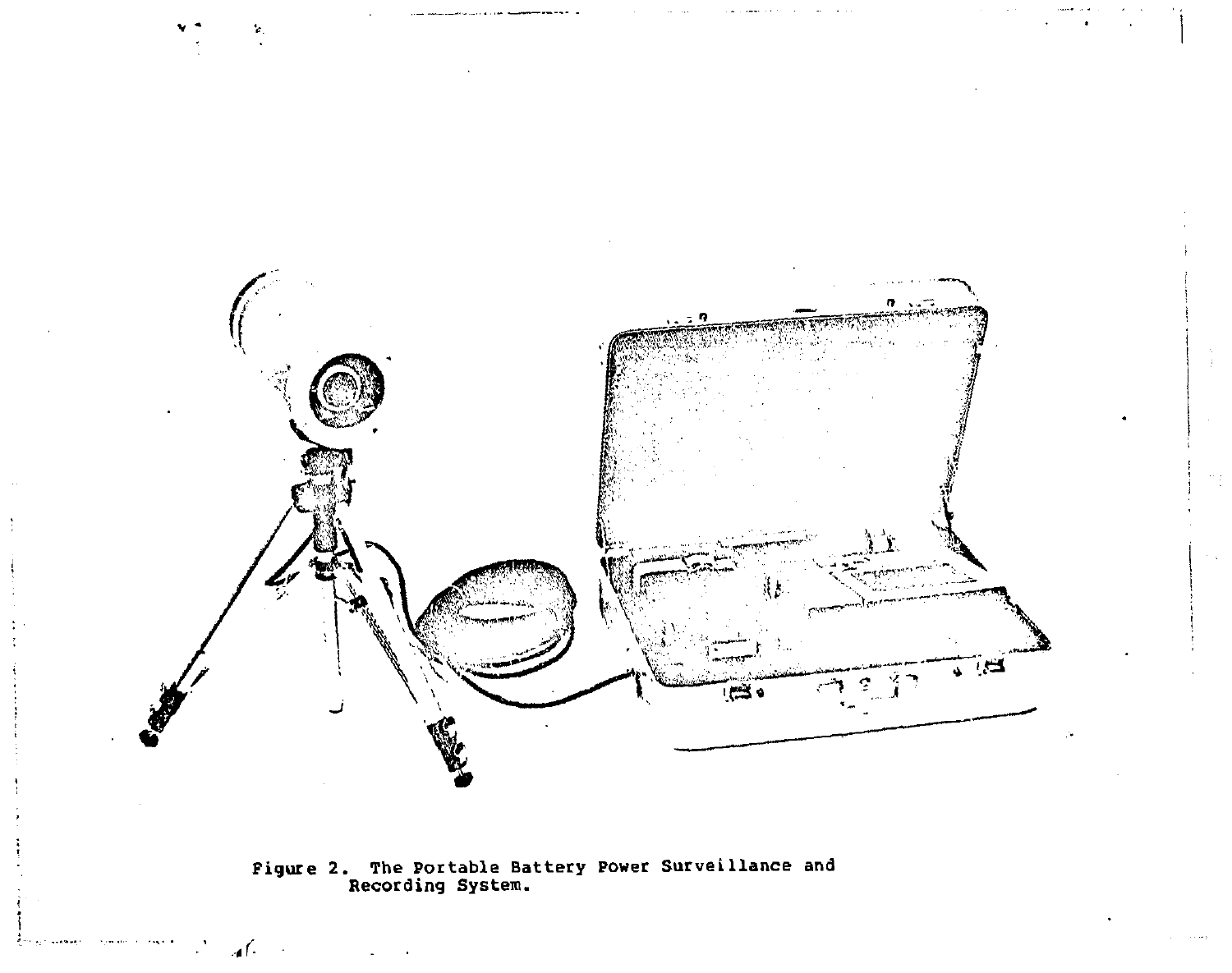Figure 2. The Portable Battery Power Surveillance and Recording System.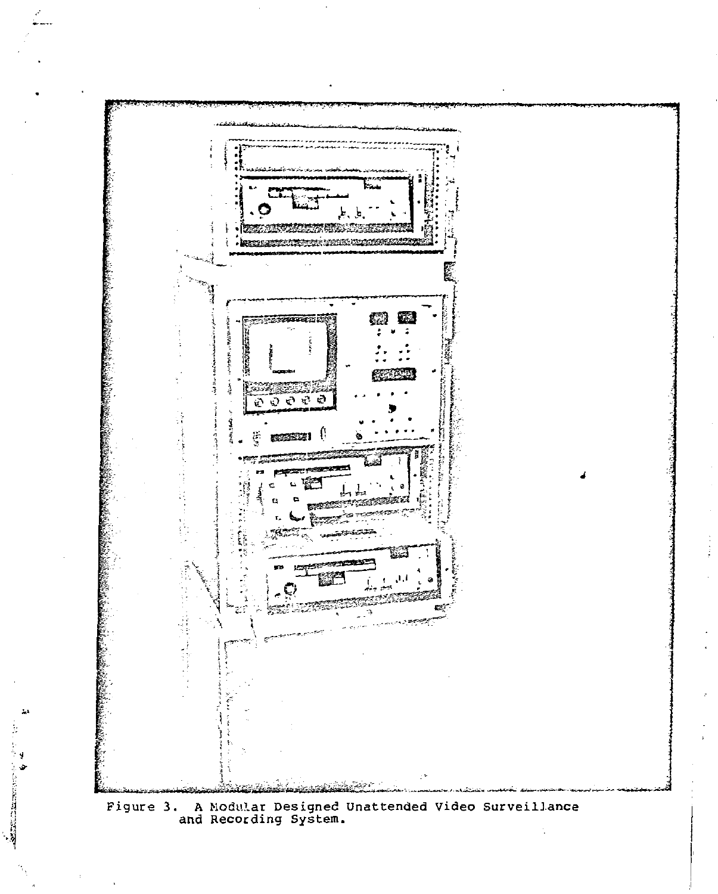Figure 3. A Modular Designed Unattended Video Surveillance and Recording System.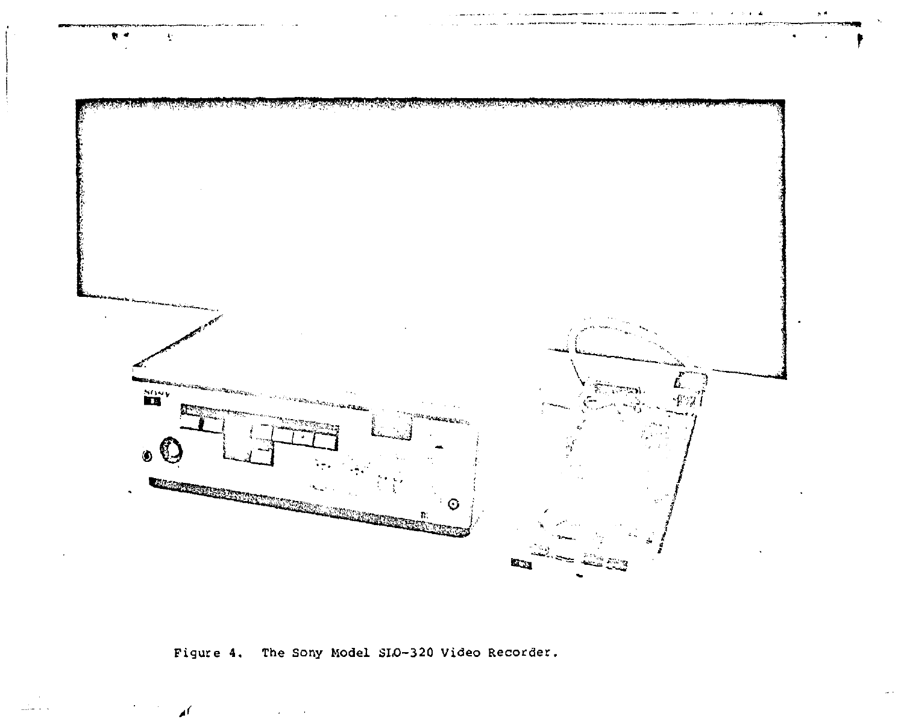Figure 4. The Sony Model SLO-320 Video Recorder.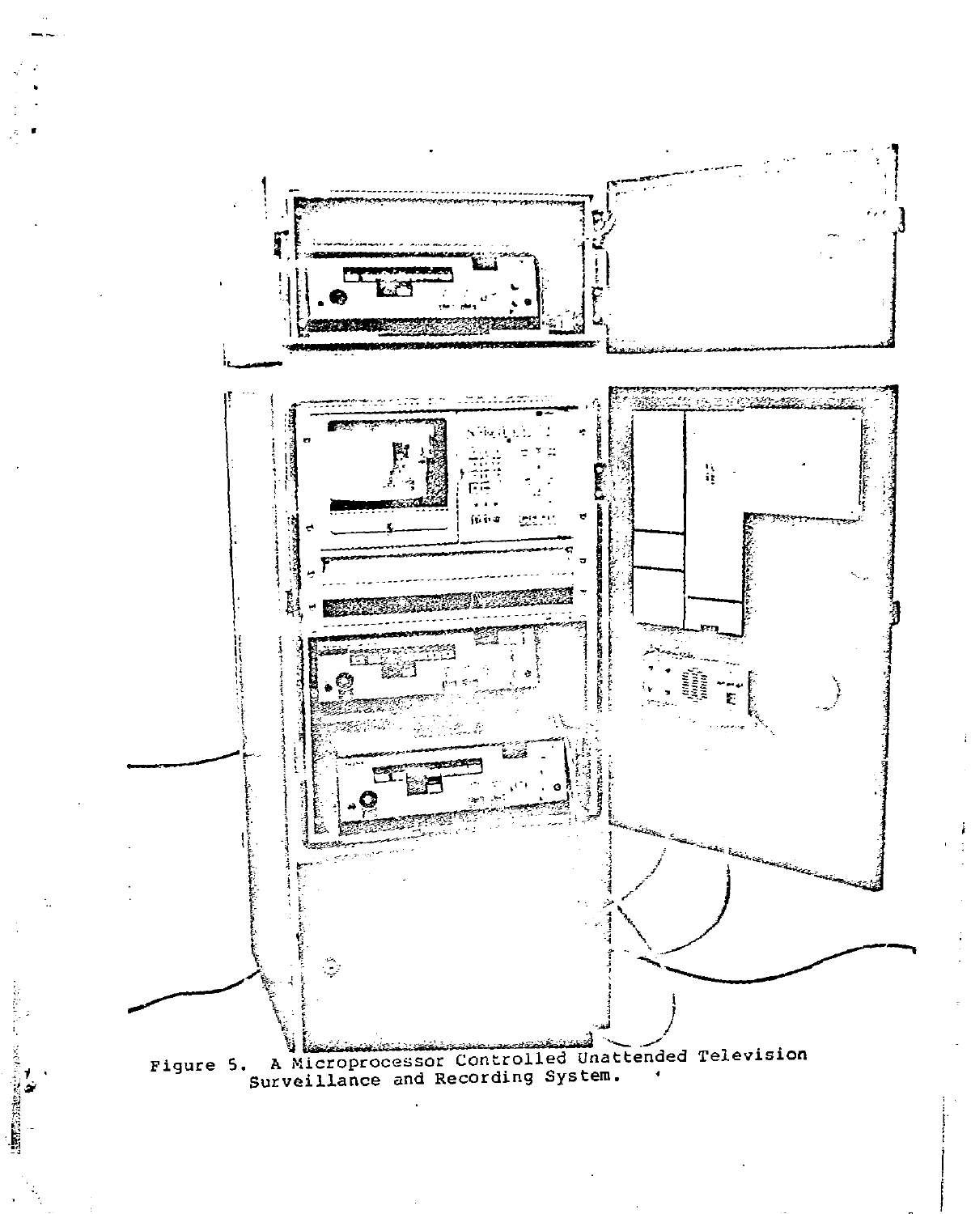Figure 5. A Microprocessor Controlled Unattended Television Surveillance and Recording System.